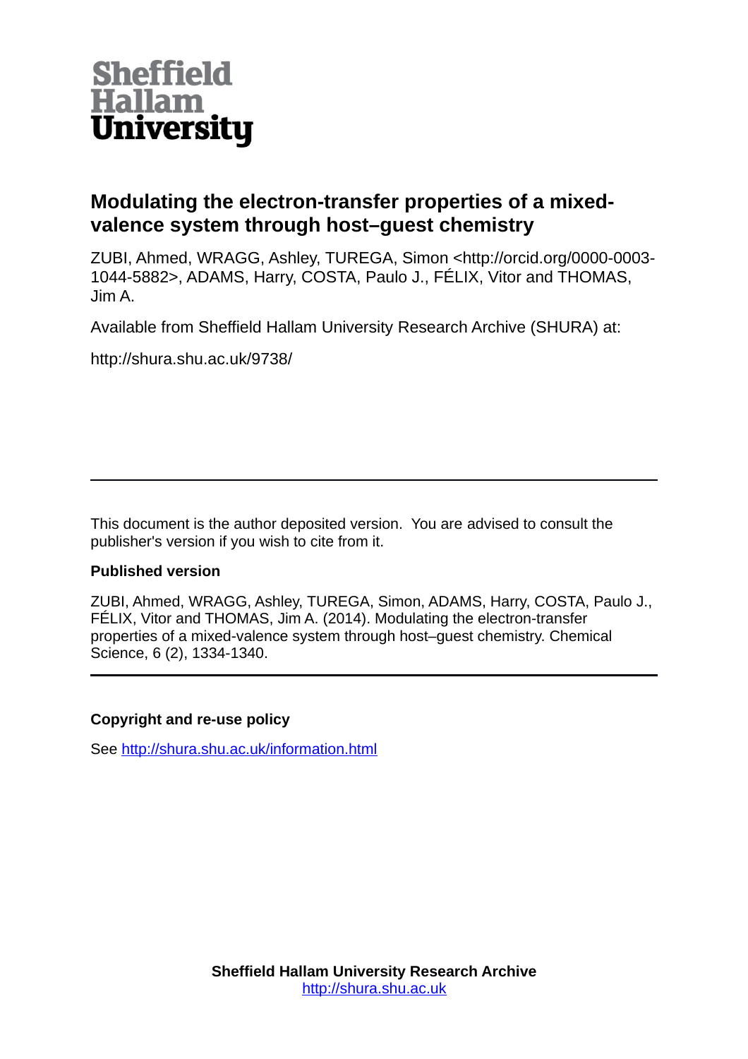Sheffield Hallam University

# Modulating the electron-transfer properties of a mixed-valence system through host–guest chemistry

ZUBI, Ahmed, WRAGG, Ashley, TUREGA, Simon <http://orcid.org/0000-0003-1044-5882>, ADAMS, Harry, COSTA, Paulo J., FÉLIX, Vitor and THOMAS, Jim A.

Available from Sheffield Hallam University Research Archive (SHURA) at:

http://shura.shu.ac.uk/9738/

---

This document is the author deposited version. You are advised to consult the publisher's version if you wish to cite from it.

### Published version

ZUBI, Ahmed, WRAGG, Ashley, TUREGA, Simon, ADAMS, Harry, COSTA, Paulo J., FÉLIX, Vitor and THOMAS, Jim A. (2014). Modulating the electron-transfer properties of a mixed-valence system through host–guest chemistry. Chemical Science, 6 (2), 1334-1340.

---

### Copyright and re-use policy

See http://shura.shu.ac.uk/information.html

**Sheffield Hallam University Research Archive**
http://shura.shu.ac.uk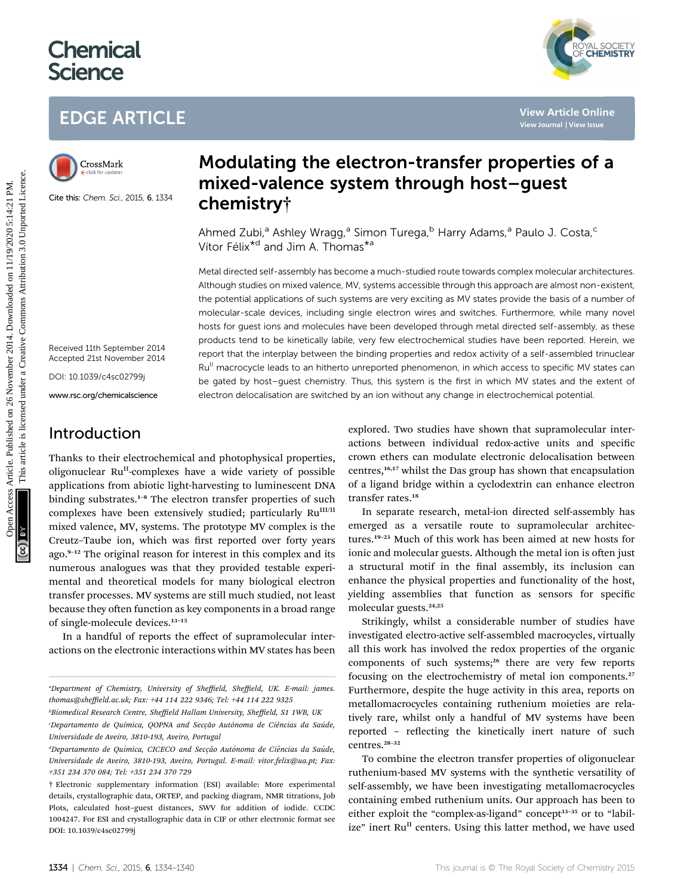# Chemical Science

## EDGE ARTICLE

Cite this: *Chem. Sci.*, 2015, **6**, 1334

Received 11th September 2014
Accepted 21st November 2014

DOI: 10.1039/c4sc02799j

www.rsc.org/chemicalscience

# Modulating the electron-transfer properties of a mixed-valence system through host–guest chemistry†

Ahmed Zubi,[a] Ashley Wragg,[a] Simon Turega,[b] Harry Adams,[a] Paulo J. Costa,[c] Vítor Félix*[d] and Jim A. Thomas*[a]

Metal directed self-assembly has become a much-studied route towards complex molecular architectures. Although studies on mixed valence, MV, systems accessible through this approach are almost non-existent, the potential applications of such systems are very exciting as MV states provide the basis of a number of molecular-scale devices, including single electron wires and switches. Furthermore, while many novel hosts for guest ions and molecules have been developed through metal directed self-assembly, as these products tend to be kinetically labile, very few electrochemical studies have been reported. Herein, we report that the interplay between the binding properties and redox activity of a self-assembled trinuclear $Ru^{II}$ macrocycle leads to an hitherto unreported phenomenon, in which access to specific MV states can be gated by host–guest chemistry. Thus, this system is the first in which MV states and the extent of electron delocalisation are switched by an ion without any change in electrochemical potential.

## Introduction

Thanks to their electrochemical and photophysical properties, oligonuclear $Ru^{II}$-complexes have a wide variety of possible applications from abiotic light-harvesting to luminescent DNA binding substrates.[1–8] The electron transfer properties of such complexes have been extensively studied; particularly $Ru^{III/II}$ mixed valence, MV, systems. The prototype MV complex is the Creutz–Taube ion, which was first reported over forty years ago.[9–12] The original reason for interest in this complex and its numerous analogues was that they provided testable experimental and theoretical models for many biological electron transfer processes. MV systems are still much studied, not least because they often function as key components in a broad range of single-molecule devices.[13–15]

In a handful of reports the effect of supramolecular interactions on the electronic interactions within MV states has been explored. Two studies have shown that supramolecular interactions between individual redox-active units and specific crown ethers can modulate electronic delocalisation between centres,[16,17] whilst the Das group has shown that encapsulation of a ligand bridge within a cyclodextrin can enhance electron transfer rates.[18]

In separate research, metal-ion directed self-assembly has emerged as a versatile route to supramolecular architectures.[19–23] Much of this work has been aimed at new hosts for ionic and molecular guests. Although the metal ion is often just a structural motif in the final assembly, its inclusion can enhance the physical properties and functionality of the host, yielding assemblies that function as sensors for specific molecular guests.[24,25]

Strikingly, whilst a considerable number of studies have investigated electro-active self-assembled macrocycles, virtually all this work has involved the redox properties of the organic components of such systems;[26] there are very few reports focusing on the electrochemistry of metal ion components.[27] Furthermore, despite the huge activity in this area, reports on metallomacrocycles containing ruthenium moieties are relatively rare, whilst only a handful of MV systems have been reported – reflecting the kinetically inert nature of such centres.[28–32]

To combine the electron transfer properties of oligonuclear ruthenium-based MV systems with the synthetic versatility of self-assembly, we have been investigating metallomacrocycles containing embed ruthenium units. Our approach has been to either exploit the "complex-as-ligand" concept[33–35] or to "labilize" inert $Ru^{II}$ centers. Using this latter method, we have used

---

[a] Department of Chemistry, University of Sheffield, Sheffield, UK. E-mail: james.thomas@sheffield.ac.uk; Fax: +44 114 222 9346; Tel: +44 114 222 9325

[b] Biomedical Research Centre, Sheffield Hallam University, Sheffield, S1 1WB, UK

[c] Departamento de Química, QOPNA and Secção Autónoma de Ciências da Saúde, Universidade de Aveiro, 3810-193, Aveiro, Portugal

[d] Departamento de Química, CICECO and Secção Autónoma de Ciências da Saúde, Universidade de Aveiro, 3810-193, Aveiro, Portugal. E-mail: vitor.felix@ua.pt; Fax: +351 234 370 084; Tel: +351 234 370 729

† Electronic supplementary information (ESI) available: More experimental details, crystallographic data, ORTEP, and packing diagram, NMR titrations, Job Plots, calculated host–guest distances, SWV for addition of iodide. CCDC 1004247. For ESI and crystallographic data in CIF or other electronic format see DOI: 10.1039/c4sc02799j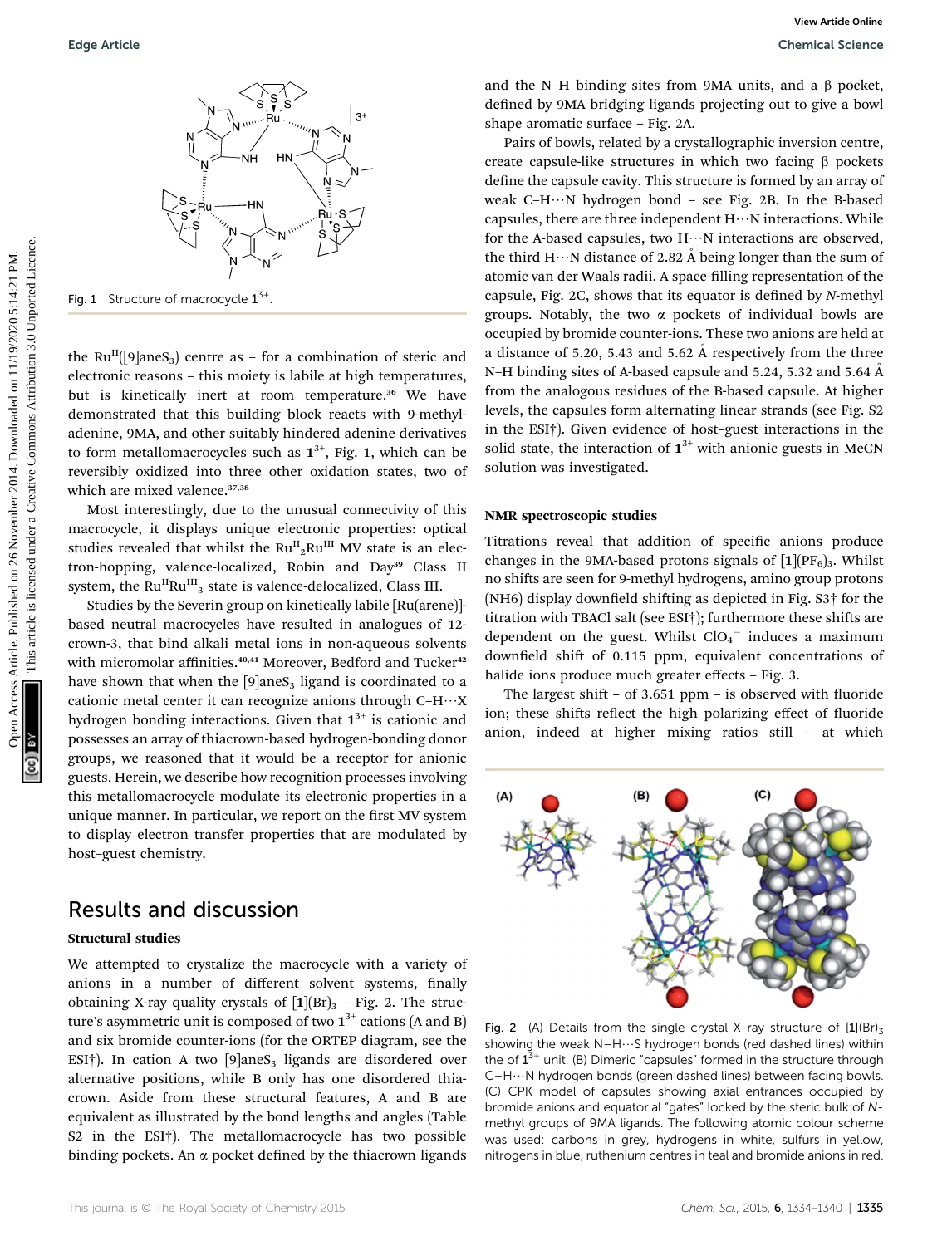Fig. 1 Structure of macrocycle $1^{3+}$.

the $Ru^{II}$([9]aneS$_3$) centre as – for a combination of steric and electronic reasons – this moiety is labile at high temperatures, but is kinetically inert at room temperature.[36] We have demonstrated that this building block reacts with 9-methyladenine, 9MA, and other suitably hindered adenine derivatives to form metallomacrocycles such as $1^{3+}$, Fig. 1, which can be reversibly oxidized into three other oxidation states, two of which are mixed valence.[37,38]

Most interestingly, due to the unusual connectivity of this macrocycle, it displays unique electronic properties: optical studies revealed that whilst the $Ru^{II}_2Ru^{III}$ MV state is an electron-hopping, valence-localized, Robin and Day[39] Class II system, the $Ru^{II}Ru^{III}_2$ state is valence-delocalized, Class III.

Studies by the Severin group on kinetically labile [Ru(arene)]-based neutral macrocycles have resulted in analogues of 12-crown-3, that bind alkali metal ions in non-aqueous solvents with micromolar affinities.[40,41] Moreover, Bedford and Tucker[42] have shown that when the [9]aneS$_3$ ligand is coordinated to a cationic metal center it can recognize anions through C–H⋯X hydrogen bonding interactions. Given that $1^{3+}$ is cationic and possesses an array of thiacrown-based hydrogen-bonding donor groups, we reasoned that it would be a receptor for anionic guests. Herein, we describe how recognition processes involving this metallomacrocycle modulate its electronic properties in a unique manner. In particular, we report on the first MV system to display electron transfer properties that are modulated by host–guest chemistry.

## Results and discussion

### Structural studies

We attempted to crystalize the macrocycle with a variety of anions in a number of different solvent systems, finally obtaining X-ray quality crystals of [**1**](Br)$_3$ – Fig. 2. The structure's asymmetric unit is composed of two $1^{3+}$ cations (A and B) and six bromide counter-ions (for the ORTEP diagram, see the ESI†). In cation A two [9]aneS$_3$ ligands are disordered over alternative positions, while B only has one disordered thiacrown. Aside from these structural features, A and B are equivalent as illustrated by the bond lengths and angles (Table S2 in the ESI†). The metallomacrocycle has two possible binding pockets. An α pocket defined by the thiacrown ligands and the N–H binding sites from 9MA units, and a β pocket, defined by 9MA bridging ligands projecting out to give a bowl shape aromatic surface – Fig. 2A.

Pairs of bowls, related by a crystallographic inversion centre, create capsule-like structures in which two facing β pockets define the capsule cavity. This structure is formed by an array of weak C–H⋯N hydrogen bond – see Fig. 2B. In the B-based capsules, there are three independent H⋯N interactions. While for the A-based capsules, two H⋯N interactions are observed, the third H⋯N distance of 2.82 Å being longer than the sum of atomic van der Waals radii. A space-filling representation of the capsule, Fig. 2C, shows that its equator is defined by *N*-methyl groups. Notably, the two α pockets of individual bowls are occupied by bromide counter-ions. These two anions are held at a distance of 5.20, 5.43 and 5.62 Å respectively from the three N–H binding sites of A-based capsule and 5.24, 5.32 and 5.64 Å from the analogous residues of the B-based capsule. At higher levels, the capsules form alternating linear strands (see Fig. S2 in the ESI†). Given evidence of host–guest interactions in the solid state, the interaction of $1^{3+}$ with anionic guests in MeCN solution was investigated.

### NMR spectroscopic studies

Titrations reveal that addition of specific anions produce changes in the 9MA-based protons signals of [**1**](PF$_6$)$_3$. Whilst no shifts are seen for 9-methyl hydrogens, amino group protons (NH6) display downfield shifting as depicted in Fig. S3† for the titration with TBACl salt (see ESI†); furthermore these shifts are dependent on the guest. Whilst $ClO_4^-$ induces a maximum downfield shift of 0.115 ppm, equivalent concentrations of halide ions produce much greater effects – Fig. 3.

The largest shift – of 3.651 ppm – is observed with fluoride ion; these shifts reflect the high polarizing effect of fluoride anion, indeed at higher mixing ratios still – at which

Fig. 2 (A) Details from the single crystal X-ray structure of [**1**](Br)$_3$ showing the weak N–H⋯S hydrogen bonds (red dashed lines) within the of $1^{3+}$ unit. (B) Dimeric "capsules" formed in the structure through C–H⋯N hydrogen bonds (green dashed lines) between facing bowls. (C) CPK model of capsules showing axial entrances occupied by bromide anions and equatorial "gates" locked by the steric bulk of *N*-methyl groups of 9MA ligands. The following atomic colour scheme was used: carbons in grey, hydrogens in white, sulfurs in yellow, nitrogens in blue, ruthenium centres in teal and bromide anions in red.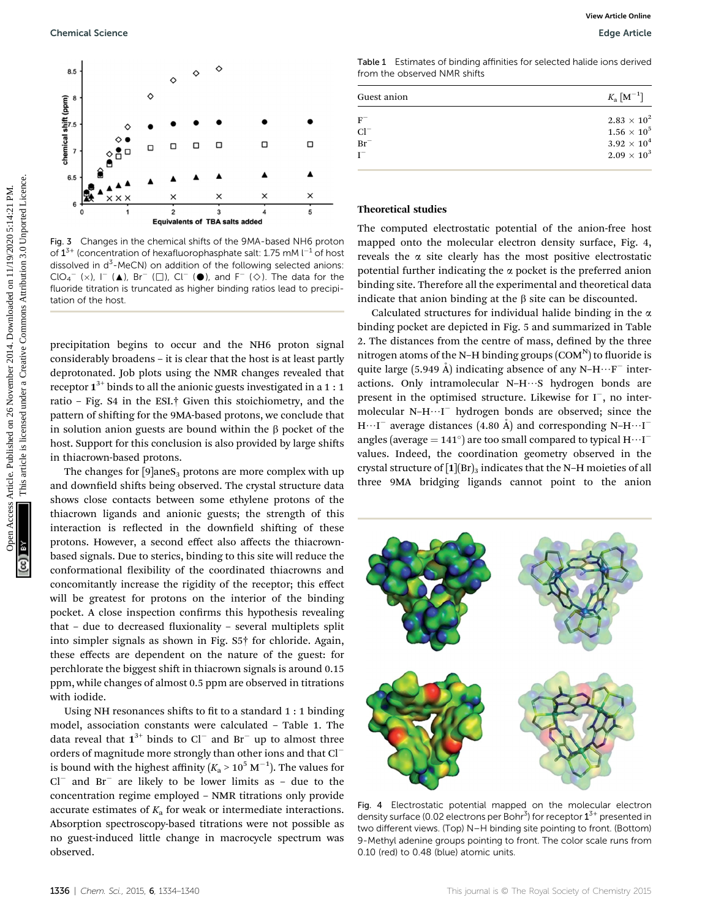Fig. 3 Changes in the chemical shifts of the 9MA-based NH6 proton of $1^{3+}$ (concentration of hexafluorophosphate salt: 1.75 mM l$^{-1}$ of host dissolved in d$^3$-MeCN) on addition of the following selected anions: $ClO_4^-$ (×), $I^-$ (▲), $Br^-$ (□), $Cl^-$ (●), and $F^-$ (◇). The data for the fluoride titration is truncated as higher binding ratios lead to precipitation of the host.

precipitation begins to occur and the NH6 proton signal considerably broadens – it is clear that the host is at least partly deprotonated. Job plots using the NMR changes revealed that receptor $1^{3+}$ binds to all the anionic guests investigated in a 1 : 1 ratio – Fig. S4 in the ESI.† Given this stoichiometry, and the pattern of shifting for the 9MA-based protons, we conclude that in solution anion guests are bound within the β pocket of the host. Support for this conclusion is also provided by large shifts in thiacrown-based protons.

The changes for [9]aneS$_3$ protons are more complex with up and downfield shifts being observed. The crystal structure data shows close contacts between some ethylene protons of the thiacrown ligands and anionic guests; the strength of this interaction is reflected in the downfield shifting of these protons. However, a second effect also affects the thiacrown-based signals. Due to sterics, binding to this site will reduce the conformational flexibility of the coordinated thiacrowns and concomitantly increase the rigidity of the receptor; this effect will be greatest for protons on the interior of the binding pocket. A close inspection confirms this hypothesis revealing that – due to decreased fluxionality – several multiplets split into simpler signals as shown in Fig. S5† for chloride. Again, these effects are dependent on the nature of the guest: for perchlorate the biggest shift in thiacrown signals is around 0.15 ppm, while changes of almost 0.5 ppm are observed in titrations with iodide.

Using NH resonances shifts to fit to a standard 1 : 1 binding model, association constants were calculated – Table 1. The data reveal that $1^{3+}$ binds to $Cl^-$ and $Br^-$ up to almost three orders of magnitude more strongly than other ions and that $Cl^-$ is bound with the highest affinity ($K_a > 10^5$ M$^{-1}$). The values for $Cl^-$ and $Br^-$ are likely to be lower limits as – due to the concentration regime employed – NMR titrations only provide accurate estimates of $K_a$ for weak or intermediate interactions. Absorption spectroscopy-based titrations were not possible as no guest-induced little change in macrocycle spectrum was observed.

Table 1 Estimates of binding affinities for selected halide ions derived from the observed NMR shifts

| Guest anion | $K_a$ [M$^{-1}$] |
|---|---|
| $F^-$ | $2.83 \times 10^2$ |
| $Cl^-$ | $1.56 \times 10^5$ |
| $Br^-$ | $3.92 \times 10^4$ |
| $I^-$ | $2.09 \times 10^3$ |

### Theoretical studies

The computed electrostatic potential of the anion-free host mapped onto the molecular electron density surface, Fig. 4, reveals the α site clearly has the most positive electrostatic potential further indicating the α pocket is the preferred anion binding site. Therefore all the experimental and theoretical data indicate that anion binding at the β site can be discounted.

Calculated structures for individual halide binding in the α binding pocket are depicted in Fig. 5 and summarized in Table 2. The distances from the centre of mass, defined by the three nitrogen atoms of the N–H binding groups (COM$^N$) to fluoride is quite large (5.949 Å) indicating absence of any N–H⋯$F^-$ interactions. Only intramolecular N–H⋯S hydrogen bonds are present in the optimised structure. Likewise for $I^-$, no intermolecular N–H⋯$I^-$ hydrogen bonds are observed; since the H⋯$I^-$ average distances (4.80 Å) and corresponding N–H⋯$I^-$ angles (average = 141°) are too small compared to typical H⋯$I^-$ values. Indeed, the coordination geometry observed in the crystal structure of [**1**](Br)$_3$ indicates that the N–H moieties of all three 9MA bridging ligands cannot point to the anion

Fig. 4 Electrostatic potential mapped on the molecular electron density surface (0.02 electrons per Bohr$^3$) for receptor $1^{3+}$ presented in two different views. (Top) N–H binding site pointing to front. (Bottom) 9-Methyl adenine groups pointing to front. The color scale runs from 0.10 (red) to 0.48 (blue) atomic units.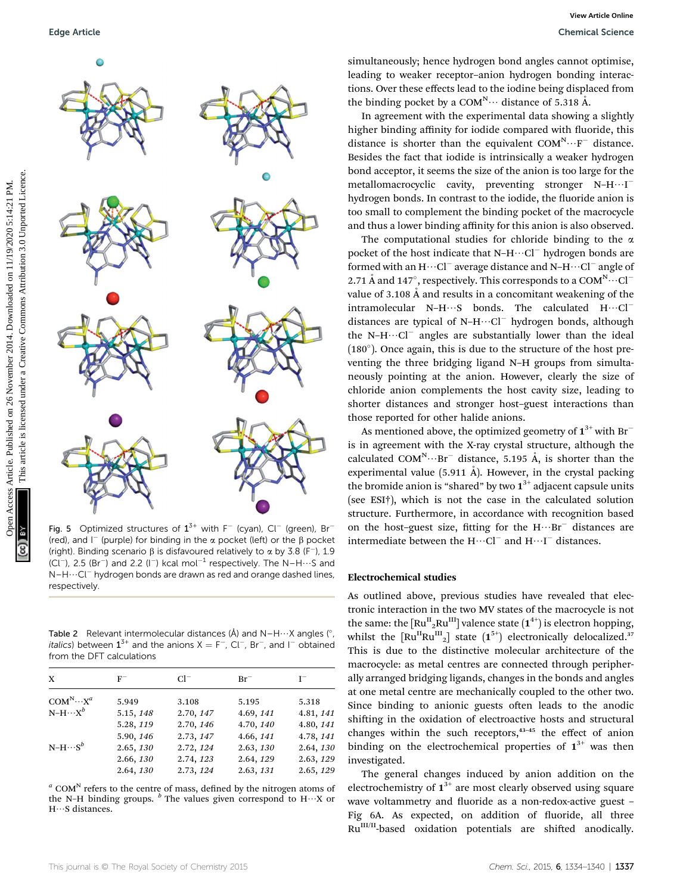Fig. 5 Optimized structures of $1^{3+}$ with $F^-$ (cyan), $Cl^-$ (green), $Br^-$ (red), and $I^-$ (purple) for binding in the α pocket (left) or the β pocket (right). Binding scenario β is disfavoured relatively to α by 3.8 ($F^-$), 1.9 ($Cl^-$), 2.5 ($Br^-$) and 2.2 ($I^-$) kcal $mol^{-1}$ respectively. The N–H⋯S and N–H⋯$Cl^-$ hydrogen bonds are drawn as red and orange dashed lines, respectively.

Table 2 Relevant intermolecular distances (Å) and N–H⋯X angles (°, *italics*) between $1^{3+}$ and the anions X = $F^-$, $Cl^-$, $Br^-$, and $I^-$ obtained from the DFT calculations

| X | $F^-$ | $Cl^-$ | $Br^-$ | $I^-$ |
|---|---|---|---|---|
| $COM^N$⋯$X^a$ | 5.949 | 3.108 | 5.195 | 5.318 |
| N–H⋯$X^b$ | 5.15, *148* | 2.70, *147* | 4.69, *141* | 4.81, *141* |
| | 5.28, *119* | 2.70, *146* | 4.70, *140* | 4.80, *141* |
| | 5.90, *146* | 2.73, *147* | 4.66, *141* | 4.78, *141* |
| N–H⋯$S^b$ | 2.65, *130* | 2.72, *124* | 2.63, *130* | 2.64, *130* |
| | 2.66, *130* | 2.74, *123* | 2.64, *129* | 2.63, *129* |
| | 2.64, *130* | 2.73, *124* | 2.63, *131* | 2.65, *129* |

[a] $COM^N$ refers to the centre of mass, defined by the nitrogen atoms of the N–H binding groups. [b] The values given correspond to H⋯X or H⋯S distances.

simultaneously; hence hydrogen bond angles cannot optimise, leading to weaker receptor–anion hydrogen bonding interactions. Over these effects lead to the iodine being displaced from the binding pocket by a $COM^N$⋯ distance of 5.318 Å.

In agreement with the experimental data showing a slightly higher binding affinity for iodide compared with fluoride, this distance is shorter than the equivalent $COM^N$⋯$F^-$ distance. Besides the fact that iodide is intrinsically a weaker hydrogen bond acceptor, it seems the size of the anion is too large for the metallomacrocyclic cavity, preventing stronger N–H⋯$I^-$ hydrogen bonds. In contrast to the iodide, the fluoride anion is too small to complement the binding pocket of the macrocycle and thus a lower binding affinity for this anion is also observed.

The computational studies for chloride binding to the α pocket of the host indicate that N–H⋯$Cl^-$ hydrogen bonds are formed with an H⋯$Cl^-$ average distance and N–H⋯$Cl^-$ angle of 2.71 Å and 147°, respectively. This corresponds to a $COM^N$⋯$Cl^-$ value of 3.108 Å and results in a concomitant weakening of the intramolecular N–H⋯S bonds. The calculated H⋯$Cl^-$ distances are typical of N–H⋯$Cl^-$ hydrogen bonds, although the N–H⋯$Cl^-$ angles are substantially lower than the ideal (180°). Once again, this is due to the structure of the host preventing the three bridging ligand N–H groups from simultaneously pointing at the anion. However, clearly the size of chloride anion complements the host cavity size, leading to shorter distances and stronger host–guest interactions than those reported for other halide anions.

As mentioned above, the optimized geometry of $1^{3+}$ with $Br^-$ is in agreement with the X-ray crystal structure, although the calculated $COM^N$⋯$Br^-$ distance, 5.195 Å, is shorter than the experimental value (5.911 Å). However, in the crystal packing the bromide anion is "shared" by two $1^{3+}$ adjacent capsule units (see ESI†), which is not the case in the calculated solution structure. Furthermore, in accordance with recognition based on the host–guest size, fitting for the H⋯$Br^-$ distances are intermediate between the H⋯$Cl^-$ and H⋯$I^-$ distances.

## Electrochemical studies

As outlined above, previous studies have revealed that electronic interaction in the two MV states of the macrocycle is not the same: the $[Ru^{II}_2Ru^{III}]$ valence state ($1^{4+}$) is electron hopping, whilst the $[Ru^{II}Ru^{III}_2]$ state ($1^{5+}$) electronically delocalized.[37] This is due to the distinctive molecular architecture of the macrocycle: as metal centres are connected through peripherally arranged bridging ligands, changes in the bonds and angles at one metal centre are mechanically coupled to the other two. Since binding to anionic guests often leads to the anodic shifting in the oxidation of electroactive hosts and structural changes within the such receptors,[43–45] the effect of anion binding on the electrochemical properties of $1^{3+}$ was then investigated.

The general changes induced by anion addition on the electrochemistry of $1^{3+}$ are most clearly observed using square wave voltammetry and fluoride as a non-redox-active guest – Fig 6A. As expected, on addition of fluoride, all three $Ru^{III/II}$-based oxidation potentials are shifted anodically.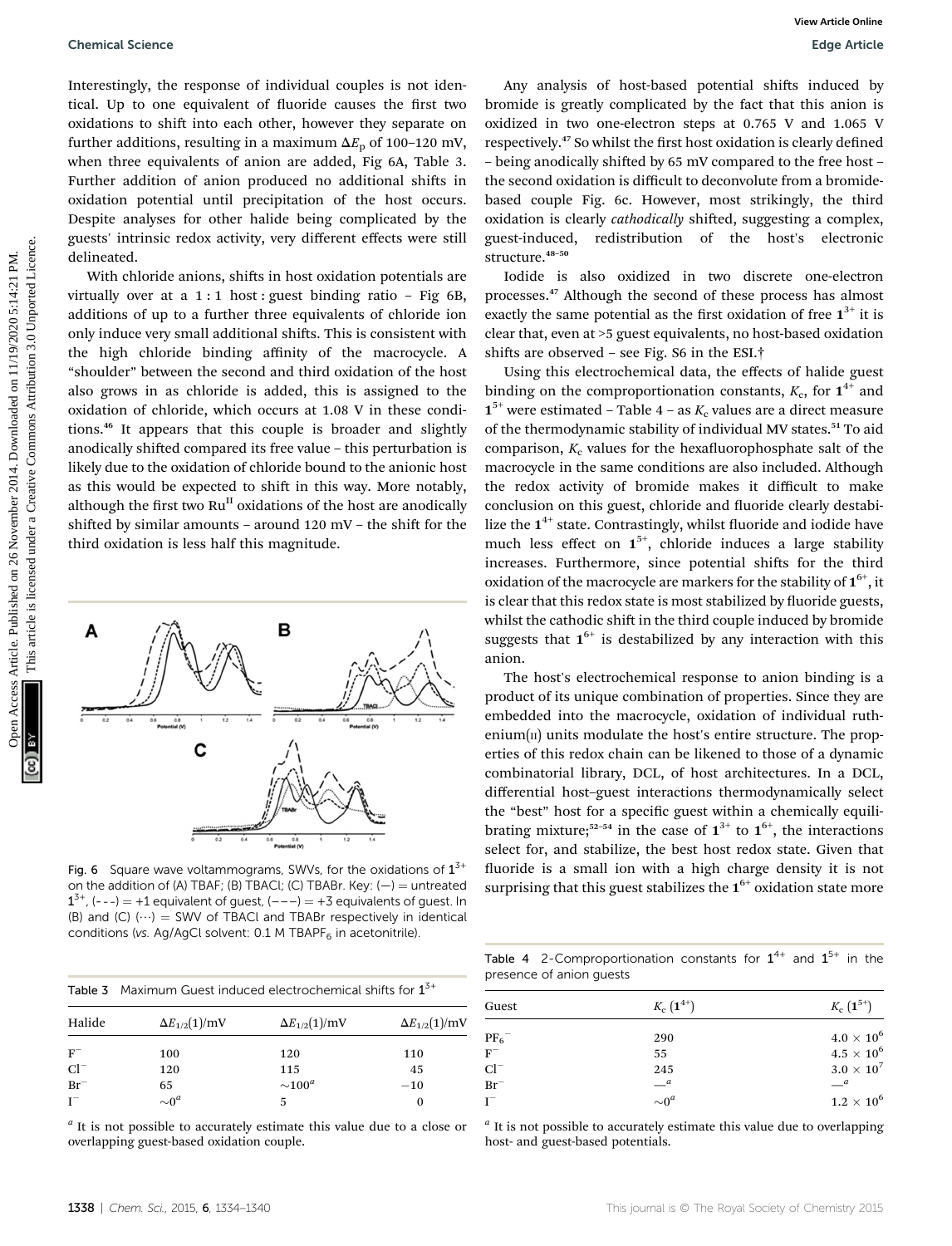Interestingly, the response of individual couples is not identical. Up to one equivalent of fluoride causes the first two oxidations to shift into each other, however they separate on further additions, resulting in a maximum $\Delta E_p$ of 100–120 mV, when three equivalents of anion are added, Fig 6A, Table 3. Further addition of anion produced no additional shifts in oxidation potential until precipitation of the host occurs. Despite analyses for other halide being complicated by the guests' intrinsic redox activity, very different effects were still delineated.

With chloride anions, shifts in host oxidation potentials are virtually over at a 1 : 1 host : guest binding ratio – Fig 6B, additions of up to a further three equivalents of chloride ion only induce very small additional shifts. This is consistent with the high chloride binding affinity of the macrocycle. A "shoulder" between the second and third oxidation of the host also grows in as chloride is added, this is assigned to the oxidation of chloride, which occurs at 1.08 V in these conditions.[46] It appears that this couple is broader and slightly anodically shifted compared its free value – this perturbation is likely due to the oxidation of chloride bound to the anionic host as this would be expected to shift in this way. More notably, although the first two $Ru^{II}$ oxidations of the host are anodically shifted by similar amounts – around 120 mV – the shift for the third oxidation is less half this magnitude.

Fig. 6 Square wave voltammograms, SWVs, for the oxidations of $1^{3+}$ on the addition of (A) TBAF; (B) TBACl; (C) TBABr. Key: (—) = untreated $1^{3+}$, (- - -) = +1 equivalent of guest, (– – –) = +3 equivalents of guest. In (B) and (C) (···) = SWV of TBACl and TBABr respectively in identical conditions (*vs.* Ag/AgCl solvent: 0.1 M $TBAPF_6$ in acetonitrile).

Table 3 Maximum Guest induced electrochemical shifts for $1^{3+}$

| Halide | $\Delta E_{1/2}(1)$/mV | $\Delta E_{1/2}(1)$/mV | $\Delta E_{1/2}(1)$/mV |
|---|---|---|---|
| $F^-$ | 100 | 120 | 110 |
| $Cl^-$ | 120 | 115 | 45 |
| $Br^-$ | 65 | ~100[a] | −10 |
| $I^-$ | ~0[a] | 5 | 0 |

[a] It is not possible to accurately estimate this value due to a close or overlapping guest-based oxidation couple.

Any analysis of host-based potential shifts induced by bromide is greatly complicated by the fact that this anion is oxidized in two one-electron steps at 0.765 V and 1.065 V respectively.[47] So whilst the first host oxidation is clearly defined – being anodically shifted by 65 mV compared to the free host – the second oxidation is difficult to deconvolute from a bromide-based couple Fig. 6c. However, most strikingly, the third oxidation is clearly *cathodically* shifted, suggesting a complex, guest-induced, redistribution of the host's electronic structure.[48–50]

Iodide is also oxidized in two discrete one-electron processes.[47] Although the second of these process has almost exactly the same potential as the first oxidation of free $1^{3+}$ it is clear that, even at >5 guest equivalents, no host-based oxidation shifts are observed – see Fig. S6 in the ESI.†

Using this electrochemical data, the effects of halide guest binding on the comproportionation constants, $K_c$, for $1^{4+}$ and $1^{5+}$ were estimated – Table 4 – as $K_c$ values are a direct measure of the thermodynamic stability of individual MV states.[51] To aid comparison, $K_c$ values for the hexafluorophosphate salt of the macrocycle in the same conditions are also included. Although the redox activity of bromide makes it difficult to make conclusion on this guest, chloride and fluoride clearly destabilize the $1^{4+}$ state. Contrastingly, whilst fluoride and iodide have much less effect on $1^{5+}$, chloride induces a large stability increases. Furthermore, since potential shifts for the third oxidation of the macrocycle are markers for the stability of $1^{6+}$, it is clear that this redox state is most stabilized by fluoride guests, whilst the cathodic shift in the third couple induced by bromide suggests that $1^{6+}$ is destabilized by any interaction with this anion.

The host's electrochemical response to anion binding is a product of its unique combination of properties. Since they are embedded into the macrocycle, oxidation of individual ruthenium(II) units modulate the host's entire structure. The properties of this redox chain can be likened to those of a dynamic combinatorial library, DCL, of host architectures. In a DCL, differential host–guest interactions thermodynamically select the "best" host for a specific guest within a chemically equilibrating mixture;[52–54] in the case of $1^{3+}$ to $1^{6+}$, the interactions select for, and stabilize, the best host redox state. Given that fluoride is a small ion with a high charge density it is not surprising that this guest stabilizes the $1^{6+}$ oxidation state more

Table 4 2-Comproportionation constants for $1^{4+}$ and $1^{5+}$ in the presence of anion guests

| Guest | $K_c$ ($1^{4+}$) | $K_c$ ($1^{5+}$) |
|---|---|---|
| $PF_6^-$ | 290 | $4.0 \times 10^6$ |
| $F^-$ | 55 | $4.5 \times 10^6$ |
| $Cl^-$ | 245 | $3.0 \times 10^7$ |
| $Br^-$ | —[a] | —[a] |
| $I^-$ | ~0[a] | $1.2 \times 10^6$ |

[a] It is not possible to accurately estimate this value due to overlapping host- and guest-based potentials.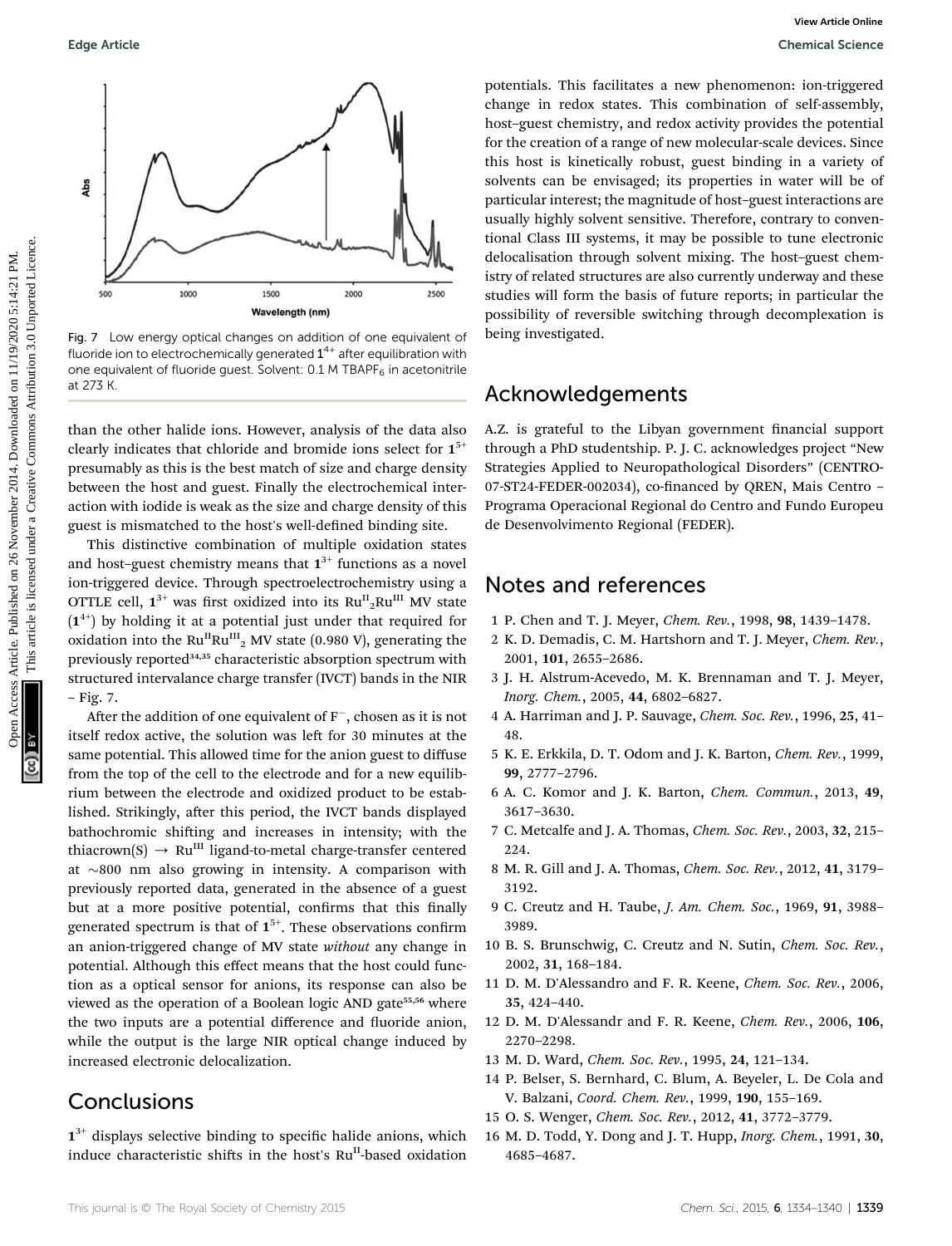Fig. 7 Low energy optical changes on addition of one equivalent of fluoride ion to electrochemically generated $\mathbf{1}^{4+}$ after equilibration with one equivalent of fluoride guest. Solvent: 0.1 M $TBAPF_6$ in acetonitrile at 273 K.

than the other halide ions. However, analysis of the data also clearly indicates that chloride and bromide ions select for $\mathbf{1}^{5+}$ presumably as this is the best match of size and charge density between the host and guest. Finally the electrochemical interaction with iodide is weak as the size and charge density of this guest is mismatched to the host's well-defined binding site.

This distinctive combination of multiple oxidation states and host–guest chemistry means that $\mathbf{1}^{3+}$ functions as a novel ion-triggered device. Through spectroelectrochemistry using a OTTLE cell, $\mathbf{1}^{3+}$ was first oxidized into its $Ru^{II}_2Ru^{III}$ MV state ($\mathbf{1}^{4+}$) by holding it at a potential just under that required for oxidation into the $Ru^{II}Ru^{III}_2$ MV state (0.980 V), generating the previously reported[34,35] characteristic absorption spectrum with structured intervalance charge transfer (IVCT) bands in the NIR – Fig. 7.

After the addition of one equivalent of $F^-$, chosen as it is not itself redox active, the solution was left for 30 minutes at the same potential. This allowed time for the anion guest to diffuse from the top of the cell to the electrode and for a new equilibrium between the electrode and oxidized product to be established. Strikingly, after this period, the IVCT bands displayed bathochromic shifting and increases in intensity; with the thiacrown(S) → $Ru^{III}$ ligand-to-metal charge-transfer centered at ~800 nm also growing in intensity. A comparison with previously reported data, generated in the absence of a guest but at a more positive potential, confirms that this finally generated spectrum is that of $\mathbf{1}^{5+}$. These observations confirm an anion-triggered change of MV state *without* any change in potential. Although this effect means that the host could function as a optical sensor for anions, its response can also be viewed as the operation of a Boolean logic AND gate[55,56] where the two inputs are a potential difference and fluoride anion, while the output is the large NIR optical change induced by increased electronic delocalization.

## Conclusions

$\mathbf{1}^{3+}$ displays selective binding to specific halide anions, which induce characteristic shifts in the host's $Ru^{II}$-based oxidation potentials. This facilitates a new phenomenon: ion-triggered change in redox states. This combination of self-assembly, host–guest chemistry, and redox activity provides the potential for the creation of a range of new molecular-scale devices. Since this host is kinetically robust, guest binding in a variety of solvents can be envisaged; its properties in water will be of particular interest; the magnitude of host–guest interactions are usually highly solvent sensitive. Therefore, contrary to conventional Class III systems, it may be possible to tune electronic delocalisation through solvent mixing. The host–guest chemistry of related structures are also currently underway and these studies will form the basis of future reports; in particular the possibility of reversible switching through decomplexation is being investigated.

## Acknowledgements

A.Z. is grateful to the Libyan government financial support through a PhD studentship. P. J. C. acknowledges project "New Strategies Applied to Neuropathological Disorders" (CENTRO-07-ST24-FEDER-002034), co-financed by QREN, Mais Centro – Programa Operacional Regional do Centro and Fundo Europeu de Desenvolvimento Regional (FEDER).

## Notes and references

1 P. Chen and T. J. Meyer, *Chem. Rev.*, 1998, **98**, 1439–1478.
2 K. D. Demadis, C. M. Hartshorn and T. J. Meyer, *Chem. Rev.*, 2001, **101**, 2655–2686.
3 J. H. Alstrum-Acevedo, M. K. Brennaman and T. J. Meyer, *Inorg. Chem.*, 2005, **44**, 6802–6827.
4 A. Harriman and J. P. Sauvage, *Chem. Soc. Rev.*, 1996, **25**, 41–48.
5 K. E. Erkkila, D. T. Odom and J. K. Barton, *Chem. Rev.*, 1999, **99**, 2777–2796.
6 A. C. Komor and J. K. Barton, *Chem. Commun.*, 2013, **49**, 3617–3630.
7 C. Metcalfe and J. A. Thomas, *Chem. Soc. Rev.*, 2003, **32**, 215–224.
8 M. R. Gill and J. A. Thomas, *Chem. Soc. Rev.*, 2012, **41**, 3179–3192.
9 C. Creutz and H. Taube, *J. Am. Chem. Soc.*, 1969, **91**, 3988–3989.
10 B. S. Brunschwig, C. Creutz and N. Sutin, *Chem. Soc. Rev.*, 2002, **31**, 168–184.
11 D. M. D'Alessandro and F. R. Keene, *Chem. Soc. Rev.*, 2006, **35**, 424–440.
12 D. M. D'Alessandr and F. R. Keene, *Chem. Rev.*, 2006, **106**, 2270–2298.
13 M. D. Ward, *Chem. Soc. Rev.*, 1995, **24**, 121–134.
14 P. Belser, S. Bernhard, C. Blum, A. Beyeler, L. De Cola and V. Balzani, *Coord. Chem. Rev.*, 1999, **190**, 155–169.
15 O. S. Wenger, *Chem. Soc. Rev.*, 2012, **41**, 3772–3779.
16 M. D. Todd, Y. Dong and J. T. Hupp, *Inorg. Chem.*, 1991, **30**, 4685–4687.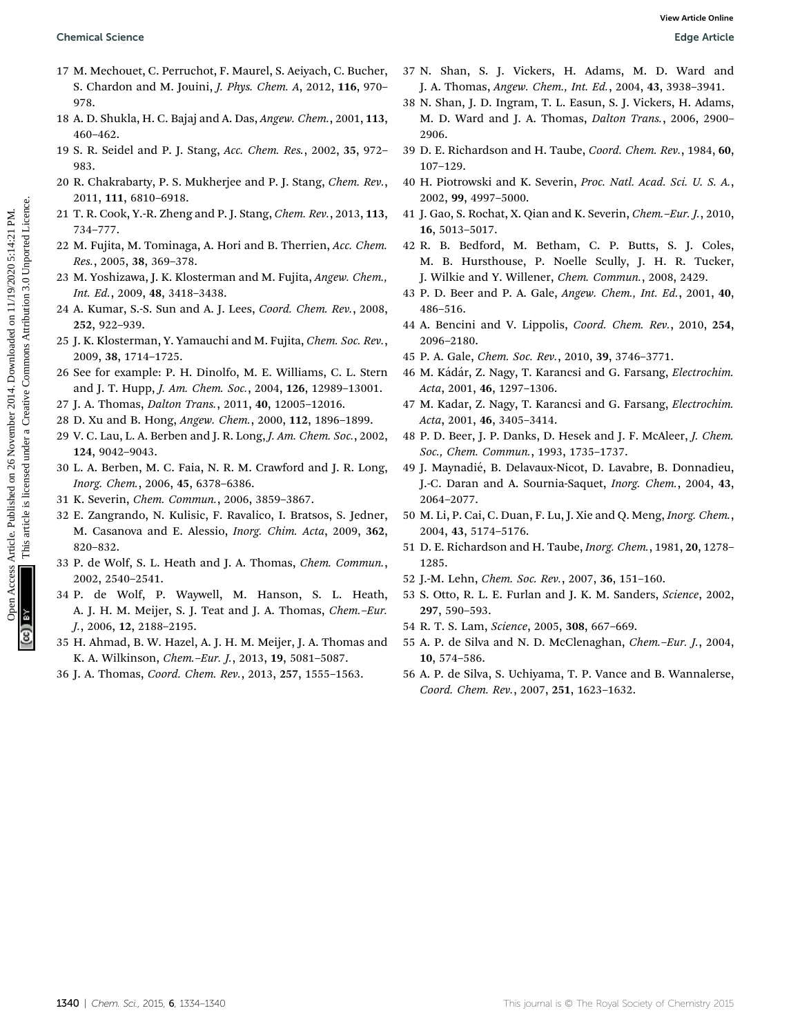17 M. Mechouet, C. Perruchot, F. Maurel, S. Aeiyach, C. Bucher, S. Chardon and M. Jouini, *J. Phys. Chem. A*, 2012, **116**, 970–978.

18 A. D. Shukla, H. C. Bajaj and A. Das, *Angew. Chem.*, 2001, **113**, 460–462.

19 S. R. Seidel and P. J. Stang, *Acc. Chem. Res.*, 2002, **35**, 972–983.

20 R. Chakrabarty, P. S. Mukherjee and P. J. Stang, *Chem. Rev.*, 2011, **111**, 6810–6918.

21 T. R. Cook, Y.-R. Zheng and P. J. Stang, *Chem. Rev.*, 2013, **113**, 734–777.

22 M. Fujita, M. Tominaga, A. Hori and B. Therrien, *Acc. Chem. Res.*, 2005, **38**, 369–378.

23 M. Yoshizawa, J. K. Klosterman and M. Fujita, *Angew. Chem., Int. Ed.*, 2009, **48**, 3418–3438.

24 A. Kumar, S.-S. Sun and A. J. Lees, *Coord. Chem. Rev.*, 2008, **252**, 922–939.

25 J. K. Klosterman, Y. Yamauchi and M. Fujita, *Chem. Soc. Rev.*, 2009, **38**, 1714–1725.

26 See for example: P. H. Dinolfo, M. E. Williams, C. L. Stern and J. T. Hupp, *J. Am. Chem. Soc.*, 2004, **126**, 12989–13001.

27 J. A. Thomas, *Dalton Trans.*, 2011, **40**, 12005–12016.

28 D. Xu and B. Hong, *Angew. Chem.*, 2000, **112**, 1896–1899.

29 V. C. Lau, L. A. Berben and J. R. Long, *J. Am. Chem. Soc.*, 2002, **124**, 9042–9043.

30 L. A. Berben, M. C. Faia, N. R. M. Crawford and J. R. Long, *Inorg. Chem.*, 2006, **45**, 6378–6386.

31 K. Severin, *Chem. Commun.*, 2006, 3859–3867.

32 E. Zangrando, N. Kulisic, F. Ravalico, I. Bratsos, S. Jedner, M. Casanova and E. Alessio, *Inorg. Chim. Acta*, 2009, **362**, 820–832.

33 P. de Wolf, S. L. Heath and J. A. Thomas, *Chem. Commun.*, 2002, 2540–2541.

34 P. de Wolf, P. Waywell, M. Hanson, S. L. Heath, A. J. H. M. Meijer, S. J. Teat and J. A. Thomas, *Chem.–Eur. J.*, 2006, **12**, 2188–2195.

35 H. Ahmad, B. W. Hazel, A. J. H. M. Meijer, J. A. Thomas and K. A. Wilkinson, *Chem.–Eur. J.*, 2013, **19**, 5081–5087.

36 J. A. Thomas, *Coord. Chem. Rev.*, 2013, **257**, 1555–1563.

37 N. Shan, S. J. Vickers, H. Adams, M. D. Ward and J. A. Thomas, *Angew. Chem., Int. Ed.*, 2004, **43**, 3938–3941.

38 N. Shan, J. D. Ingram, T. L. Easun, S. J. Vickers, H. Adams, M. D. Ward and J. A. Thomas, *Dalton Trans.*, 2006, 2900–2906.

39 D. E. Richardson and H. Taube, *Coord. Chem. Rev.*, 1984, **60**, 107–129.

40 H. Piotrowski and K. Severin, *Proc. Natl. Acad. Sci. U. S. A.*, 2002, **99**, 4997–5000.

41 J. Gao, S. Rochat, X. Qian and K. Severin, *Chem.–Eur. J.*, 2010, **16**, 5013–5017.

42 R. B. Bedford, M. Betham, C. P. Butts, S. J. Coles, M. B. Hursthouse, P. Noelle Scully, J. H. R. Tucker, J. Wilkie and Y. Willener, *Chem. Commun.*, 2008, 2429.

43 P. D. Beer and P. A. Gale, *Angew. Chem., Int. Ed.*, 2001, **40**, 486–516.

44 A. Bencini and V. Lippolis, *Coord. Chem. Rev.*, 2010, **254**, 2096–2180.

45 P. A. Gale, *Chem. Soc. Rev.*, 2010, **39**, 3746–3771.

46 M. Kádár, Z. Nagy, T. Karancsi and G. Farsang, *Electrochim. Acta*, 2001, **46**, 1297–1306.

47 M. Kadar, Z. Nagy, T. Karancsi and G. Farsang, *Electrochim. Acta*, 2001, **46**, 3405–3414.

48 P. D. Beer, J. P. Danks, D. Hesek and J. F. McAleer, *J. Chem. Soc., Chem. Commun.*, 1993, 1735–1737.

49 J. Maynadié, B. Delavaux-Nicot, D. Lavabre, B. Donnadieu, J.-C. Daran and A. Sournia-Saquet, *Inorg. Chem.*, 2004, **43**, 2064–2077.

50 M. Li, P. Cai, C. Duan, F. Lu, J. Xie and Q. Meng, *Inorg. Chem.*, 2004, **43**, 5174–5176.

51 D. E. Richardson and H. Taube, *Inorg. Chem.*, 1981, **20**, 1278–1285.

52 J.-M. Lehn, *Chem. Soc. Rev.*, 2007, **36**, 151–160.

53 S. Otto, R. L. E. Furlan and J. K. M. Sanders, *Science*, 2002, **297**, 590–593.

54 R. T. S. Lam, *Science*, 2005, **308**, 667–669.

55 A. P. de Silva and N. D. McClenaghan, *Chem.–Eur. J.*, 2004, **10**, 574–586.

56 A. P. de Silva, S. Uchiyama, T. P. Vance and B. Wannalerse, *Coord. Chem. Rev.*, 2007, **251**, 1623–1632.